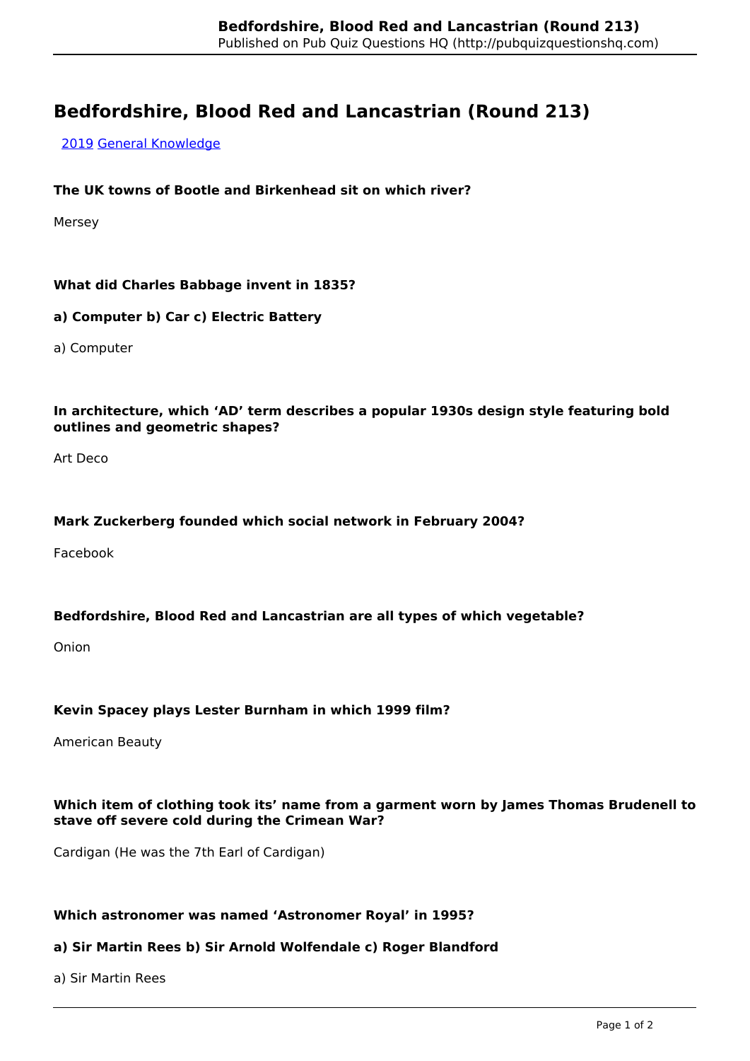# Bedfordshire, Blood Red and Lancastrian (Round 213)

[2019](#) [General Knowledge](#)

**The UK towns of Bootle and Birkenhead sit on which river?**

Mersey

**What did Charles Babbage invent in 1835?**

**a) Computer b) Car c) Electric Battery**

a) Computer

**In architecture, which ‘AD’ term describes a popular 1930s design style featuring bold outlines and geometric shapes?**

Art Deco

**Mark Zuckerberg founded which social network in February 2004?**

Facebook

**Bedfordshire, Blood Red and Lancastrian are all types of which vegetable?**

Onion

**Kevin Spacey plays Lester Burnham in which 1999 film?**

American Beauty

**Which item of clothing took its’ name from a garment worn by James Thomas Brudenell to stave off severe cold during the Crimean War?**

Cardigan (He was the 7th Earl of Cardigan)

**Which astronomer was named ‘Astronomer Royal’ in 1995?**

**a) Sir Martin Rees b) Sir Arnold Wolfendale c) Roger Blandford**

a) Sir Martin Rees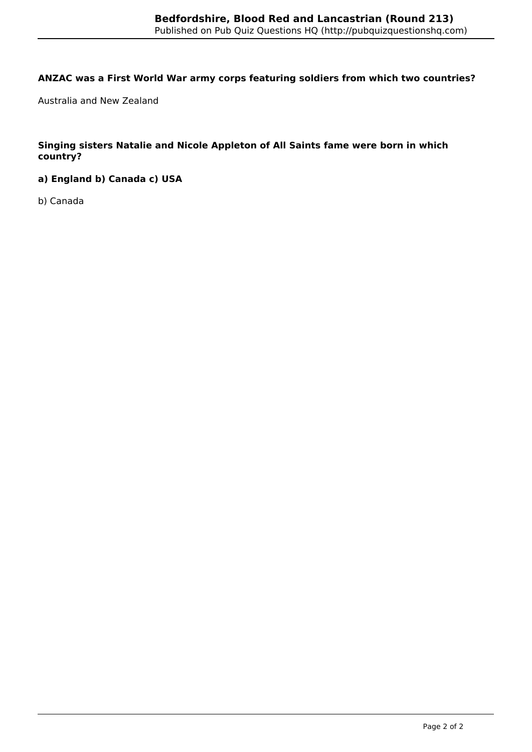**ANZAC was a First World War army corps featuring soldiers from which two countries?**

Australia and New Zealand

**Singing sisters Natalie and Nicole Appleton of All Saints fame were born in which country?**

**a) England b) Canada c) USA**

b) Canada